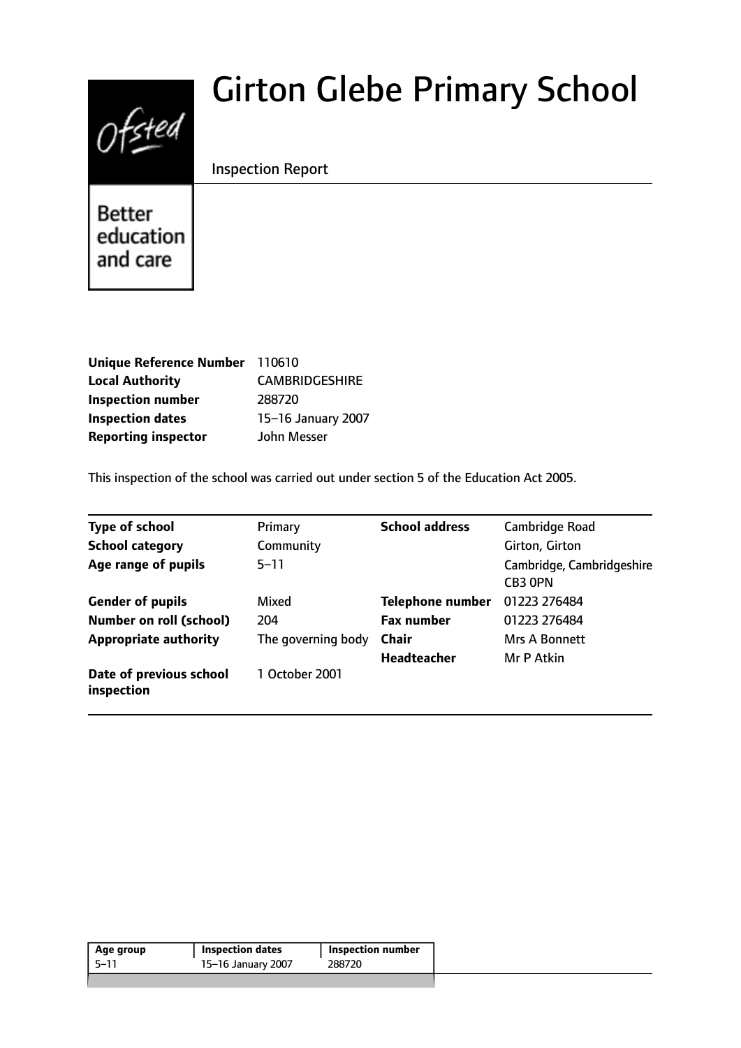# Girton Glebe Primary School

Inspection Report

Better education and care

| | |
|---|---|
| **Unique Reference Number** | 110610 |
| **Local Authority** | CAMBRIDGESHIRE |
| **Inspection number** | 288720 |
| **Inspection dates** | 15–16 January 2007 |
| **Reporting inspector** | John Messer |

This inspection of the school was carried out under section 5 of the Education Act 2005.

| | | | |
|---|---|---|---|
| **Type of school** | Primary | **School address** | Cambridge Road |
| **School category** | Community | | Girton, Girton |
| **Age range of pupils** | 5–11 | | Cambridge, Cambridgeshire CB3 0PN |
| **Gender of pupils** | Mixed | **Telephone number** | 01223 276484 |
| **Number on roll (school)** | 204 | **Fax number** | 01223 276484 |
| **Appropriate authority** | The governing body | **Chair** | Mrs A Bonnett |
| | | **Headteacher** | Mr P Atkin |
| **Date of previous school inspection** | 1 October 2001 | | |

| Age group | Inspection dates | Inspection number |
|---|---|---|
| 5–11 | 15–16 January 2007 | 288720 |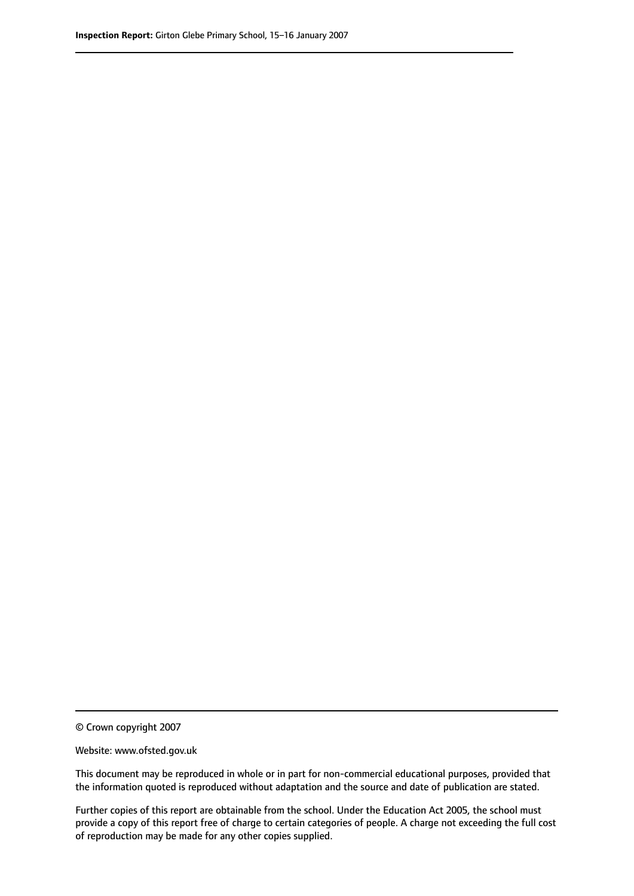© Crown copyright 2007

Website: www.ofsted.gov.uk

This document may be reproduced in whole or in part for non-commercial educational purposes, provided that the information quoted is reproduced without adaptation and the source and date of publication are stated.

Further copies of this report are obtainable from the school. Under the Education Act 2005, the school must provide a copy of this report free of charge to certain categories of people. A charge not exceeding the full cost of reproduction may be made for any other copies supplied.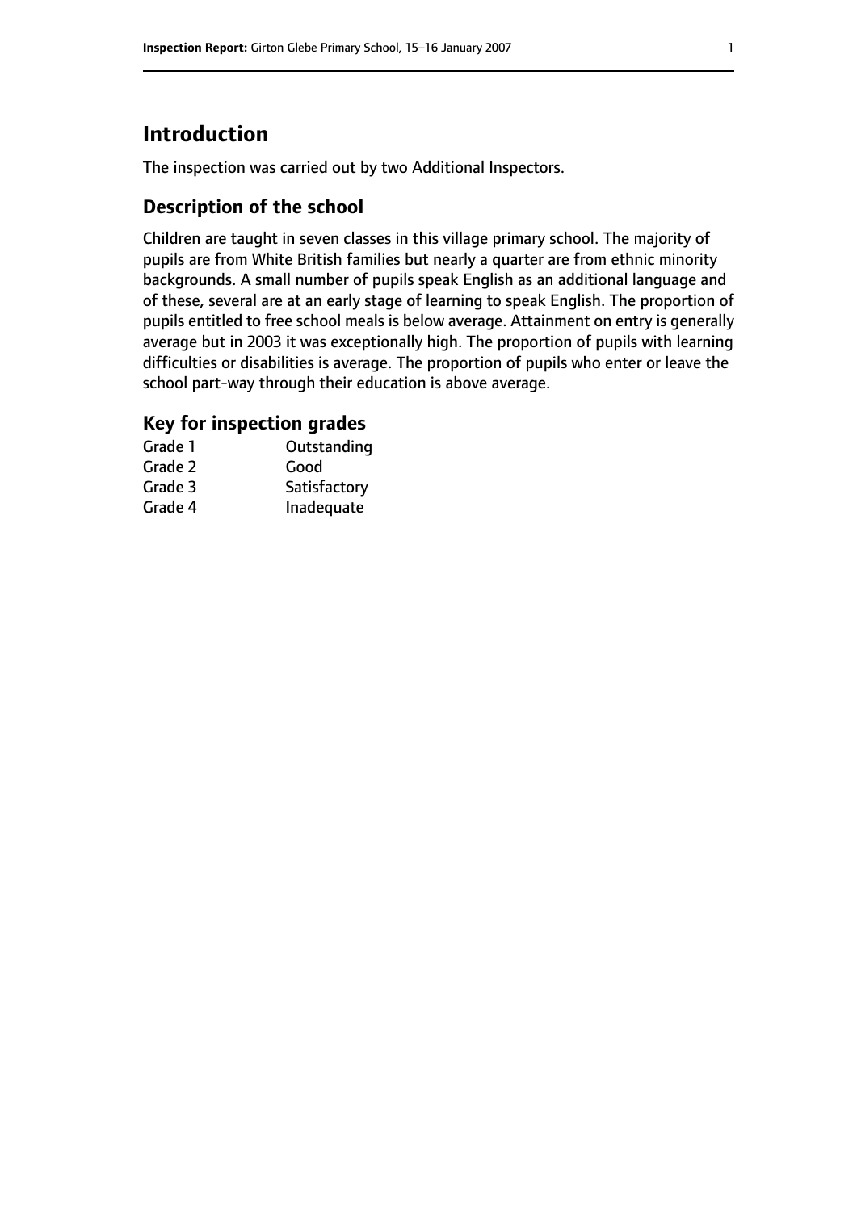# Introduction

The inspection was carried out by two Additional Inspectors.

## Description of the school

Children are taught in seven classes in this village primary school. The majority of pupils are from White British families but nearly a quarter are from ethnic minority backgrounds. A small number of pupils speak English as an additional language and of these, several are at an early stage of learning to speak English. The proportion of pupils entitled to free school meals is below average. Attainment on entry is generally average but in 2003 it was exceptionally high. The proportion of pupils with learning difficulties or disabilities is average. The proportion of pupils who enter or leave the school part-way through their education is above average.

## Key for inspection grades

| | |
|---|---|
| Grade 1 | Outstanding |
| Grade 2 | Good |
| Grade 3 | Satisfactory |
| Grade 4 | Inadequate |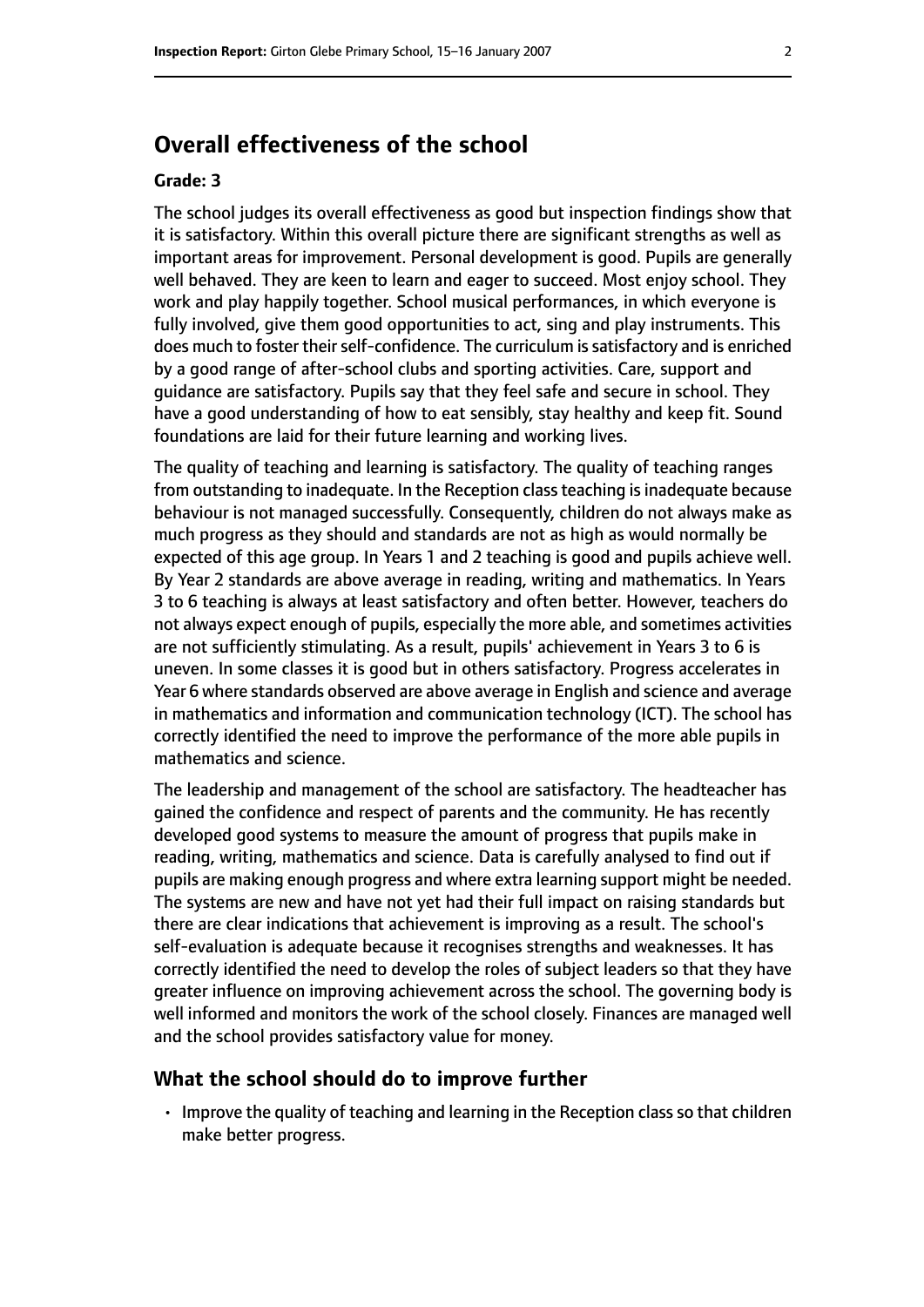## Overall effectiveness of the school

**Grade: 3**

The school judges its overall effectiveness as good but inspection findings show that it is satisfactory. Within this overall picture there are significant strengths as well as important areas for improvement. Personal development is good. Pupils are generally well behaved. They are keen to learn and eager to succeed. Most enjoy school. They work and play happily together. School musical performances, in which everyone is fully involved, give them good opportunities to act, sing and play instruments. This does much to foster their self-confidence. The curriculum is satisfactory and is enriched by a good range of after-school clubs and sporting activities. Care, support and guidance are satisfactory. Pupils say that they feel safe and secure in school. They have a good understanding of how to eat sensibly, stay healthy and keep fit. Sound foundations are laid for their future learning and working lives.

The quality of teaching and learning is satisfactory. The quality of teaching ranges from outstanding to inadequate. In the Reception class teaching is inadequate because behaviour is not managed successfully. Consequently, children do not always make as much progress as they should and standards are not as high as would normally be expected of this age group. In Years 1 and 2 teaching is good and pupils achieve well. By Year 2 standards are above average in reading, writing and mathematics. In Years 3 to 6 teaching is always at least satisfactory and often better. However, teachers do not always expect enough of pupils, especially the more able, and sometimes activities are not sufficiently stimulating. As a result, pupils' achievement in Years 3 to 6 is uneven. In some classes it is good but in others satisfactory. Progress accelerates in Year 6 where standards observed are above average in English and science and average in mathematics and information and communication technology (ICT). The school has correctly identified the need to improve the performance of the more able pupils in mathematics and science.

The leadership and management of the school are satisfactory. The headteacher has gained the confidence and respect of parents and the community. He has recently developed good systems to measure the amount of progress that pupils make in reading, writing, mathematics and science. Data is carefully analysed to find out if pupils are making enough progress and where extra learning support might be needed. The systems are new and have not yet had their full impact on raising standards but there are clear indications that achievement is improving as a result. The school's self-evaluation is adequate because it recognises strengths and weaknesses. It has correctly identified the need to develop the roles of subject leaders so that they have greater influence on improving achievement across the school. The governing body is well informed and monitors the work of the school closely. Finances are managed well and the school provides satisfactory value for money.

### What the school should do to improve further

- Improve the quality of teaching and learning in the Reception class so that children make better progress.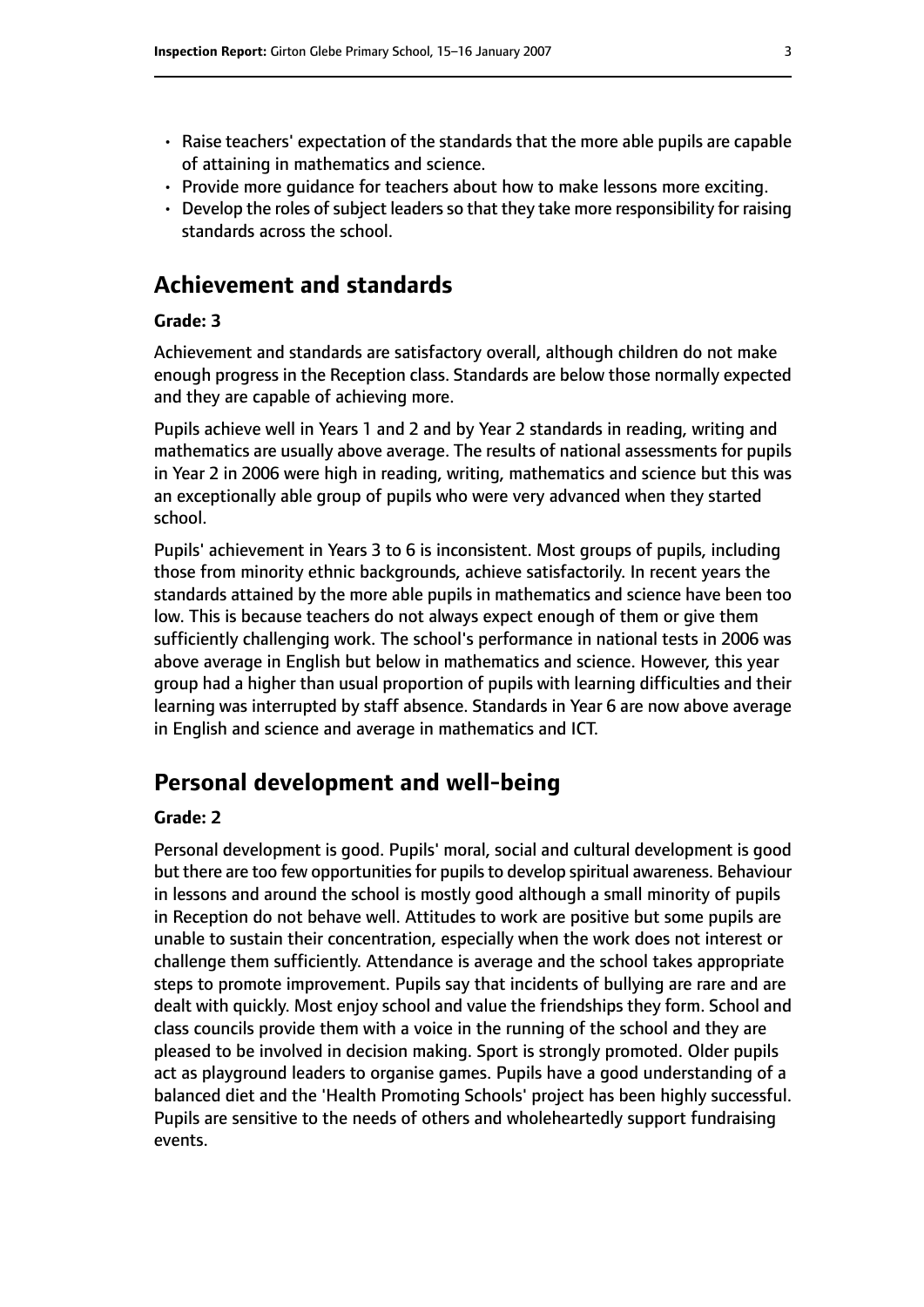- Raise teachers' expectation of the standards that the more able pupils are capable of attaining in mathematics and science.
- Provide more guidance for teachers about how to make lessons more exciting.
- Develop the roles of subject leaders so that they take more responsibility for raising standards across the school.

## Achievement and standards

### Grade: 3

Achievement and standards are satisfactory overall, although children do not make enough progress in the Reception class. Standards are below those normally expected and they are capable of achieving more.

Pupils achieve well in Years 1 and 2 and by Year 2 standards in reading, writing and mathematics are usually above average. The results of national assessments for pupils in Year 2 in 2006 were high in reading, writing, mathematics and science but this was an exceptionally able group of pupils who were very advanced when they started school.

Pupils' achievement in Years 3 to 6 is inconsistent. Most groups of pupils, including those from minority ethnic backgrounds, achieve satisfactorily. In recent years the standards attained by the more able pupils in mathematics and science have been too low. This is because teachers do not always expect enough of them or give them sufficiently challenging work. The school's performance in national tests in 2006 was above average in English but below in mathematics and science. However, this year group had a higher than usual proportion of pupils with learning difficulties and their learning was interrupted by staff absence. Standards in Year 6 are now above average in English and science and average in mathematics and ICT.

## Personal development and well-being

### Grade: 2

Personal development is good. Pupils' moral, social and cultural development is good but there are too few opportunities for pupils to develop spiritual awareness. Behaviour in lessons and around the school is mostly good although a small minority of pupils in Reception do not behave well. Attitudes to work are positive but some pupils are unable to sustain their concentration, especially when the work does not interest or challenge them sufficiently. Attendance is average and the school takes appropriate steps to promote improvement. Pupils say that incidents of bullying are rare and are dealt with quickly. Most enjoy school and value the friendships they form. School and class councils provide them with a voice in the running of the school and they are pleased to be involved in decision making. Sport is strongly promoted. Older pupils act as playground leaders to organise games. Pupils have a good understanding of a balanced diet and the 'Health Promoting Schools' project has been highly successful. Pupils are sensitive to the needs of others and wholeheartedly support fundraising events.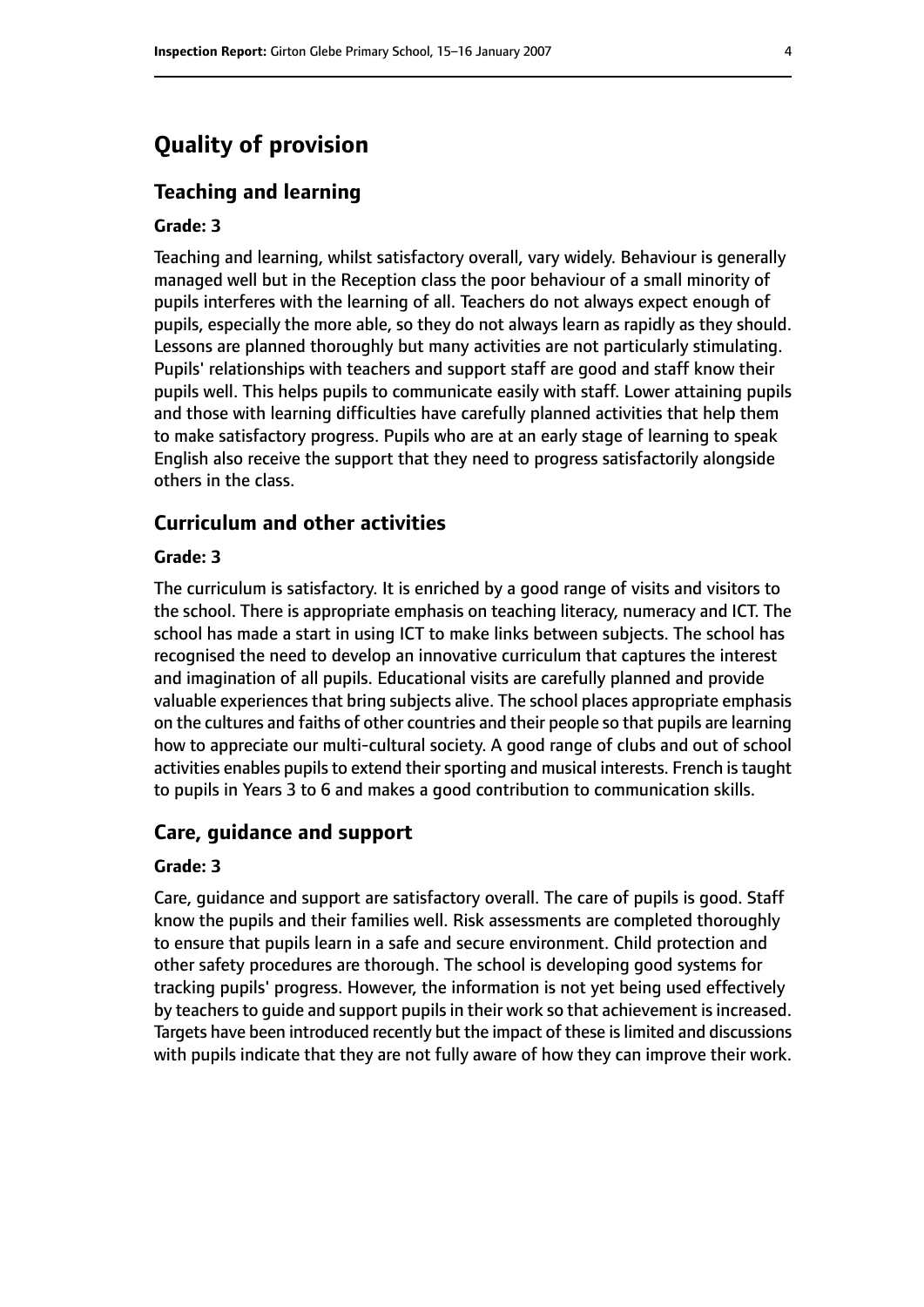# Quality of provision

## Teaching and learning

**Grade: 3**

Teaching and learning, whilst satisfactory overall, vary widely. Behaviour is generally managed well but in the Reception class the poor behaviour of a small minority of pupils interferes with the learning of all. Teachers do not always expect enough of pupils, especially the more able, so they do not always learn as rapidly as they should. Lessons are planned thoroughly but many activities are not particularly stimulating. Pupils' relationships with teachers and support staff are good and staff know their pupils well. This helps pupils to communicate easily with staff. Lower attaining pupils and those with learning difficulties have carefully planned activities that help them to make satisfactory progress. Pupils who are at an early stage of learning to speak English also receive the support that they need to progress satisfactorily alongside others in the class.

## Curriculum and other activities

**Grade: 3**

The curriculum is satisfactory. It is enriched by a good range of visits and visitors to the school. There is appropriate emphasis on teaching literacy, numeracy and ICT. The school has made a start in using ICT to make links between subjects. The school has recognised the need to develop an innovative curriculum that captures the interest and imagination of all pupils. Educational visits are carefully planned and provide valuable experiences that bring subjects alive. The school places appropriate emphasis on the cultures and faiths of other countries and their people so that pupils are learning how to appreciate our multi-cultural society. A good range of clubs and out of school activities enables pupils to extend their sporting and musical interests. French is taught to pupils in Years 3 to 6 and makes a good contribution to communication skills.

## Care, guidance and support

**Grade: 3**

Care, guidance and support are satisfactory overall. The care of pupils is good. Staff know the pupils and their families well. Risk assessments are completed thoroughly to ensure that pupils learn in a safe and secure environment. Child protection and other safety procedures are thorough. The school is developing good systems for tracking pupils' progress. However, the information is not yet being used effectively by teachers to guide and support pupils in their work so that achievement is increased. Targets have been introduced recently but the impact of these is limited and discussions with pupils indicate that they are not fully aware of how they can improve their work.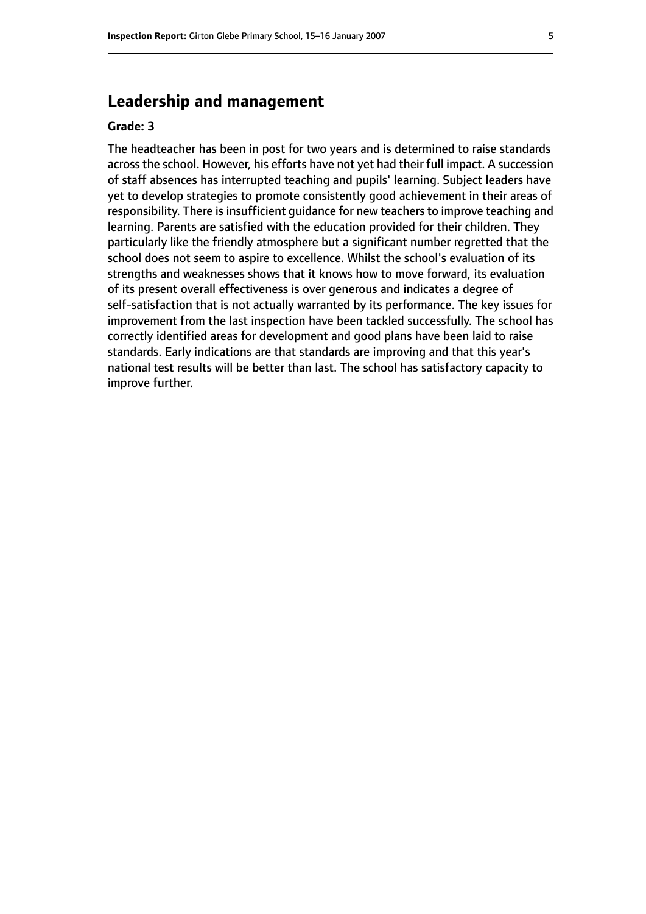## Leadership and management

**Grade: 3**

The headteacher has been in post for two years and is determined to raise standards across the school. However, his efforts have not yet had their full impact. A succession of staff absences has interrupted teaching and pupils' learning. Subject leaders have yet to develop strategies to promote consistently good achievement in their areas of responsibility. There is insufficient guidance for new teachers to improve teaching and learning. Parents are satisfied with the education provided for their children. They particularly like the friendly atmosphere but a significant number regretted that the school does not seem to aspire to excellence. Whilst the school's evaluation of its strengths and weaknesses shows that it knows how to move forward, its evaluation of its present overall effectiveness is over generous and indicates a degree of self-satisfaction that is not actually warranted by its performance. The key issues for improvement from the last inspection have been tackled successfully. The school has correctly identified areas for development and good plans have been laid to raise standards. Early indications are that standards are improving and that this year's national test results will be better than last. The school has satisfactory capacity to improve further.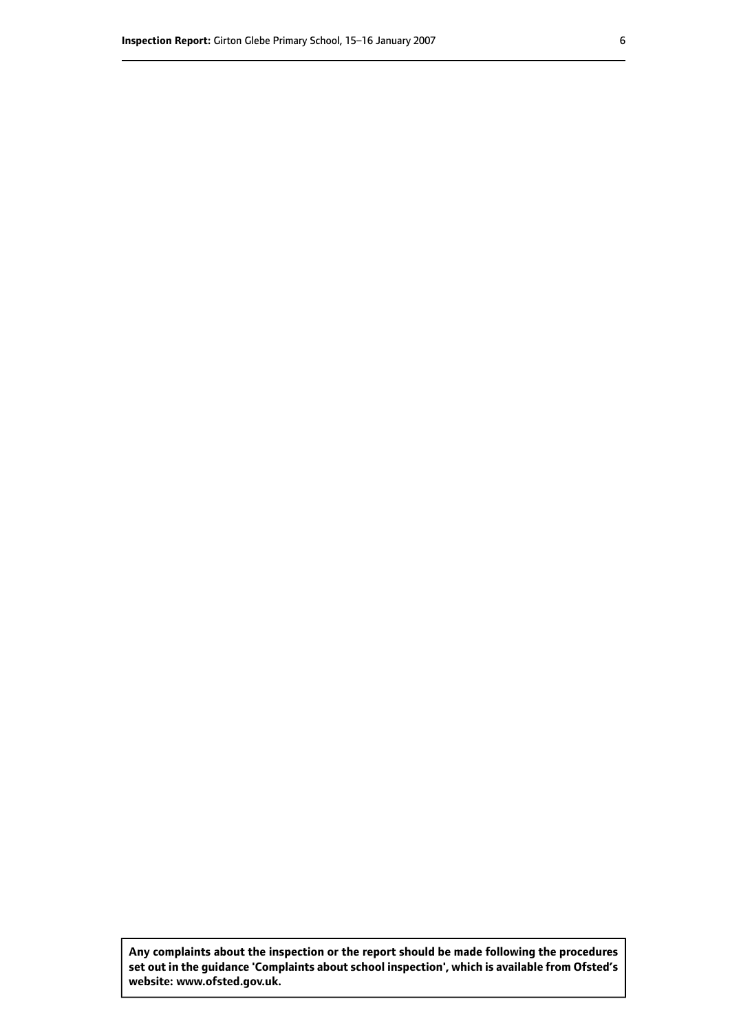**Any complaints about the inspection or the report should be made following the procedures set out in the guidance 'Complaints about school inspection', which is available from Ofsted's website: www.ofsted.gov.uk.**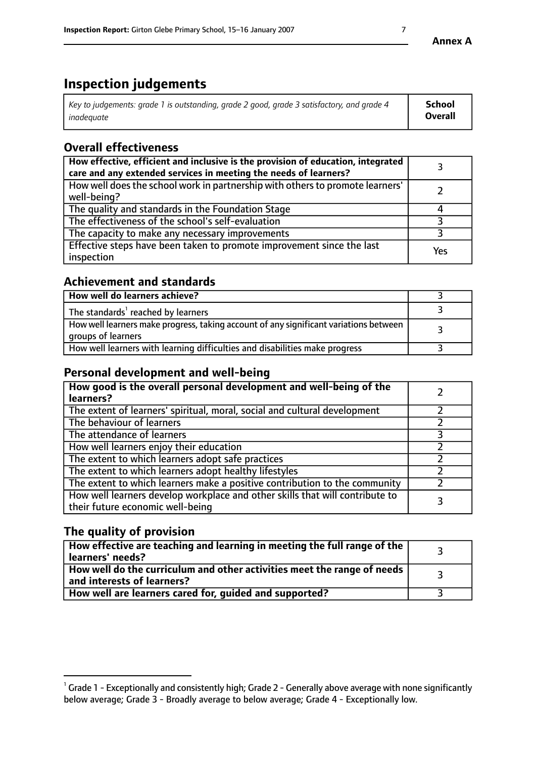# Inspection judgements

| *Key to judgements: grade 1 is outstanding, grade 2 good, grade 3 satisfactory, and grade 4 inadequate* | **School Overall** |
|---|---|

## Overall effectiveness

| | |
|---|---|
| **How effective, efficient and inclusive is the provision of education, integrated care and any extended services in meeting the needs of learners?** | 3 |
| How well does the school work in partnership with others to promote learners' well-being? | 2 |
| The quality and standards in the Foundation Stage | 4 |
| The effectiveness of the school's self-evaluation | 3 |
| The capacity to make any necessary improvements | 3 |
| Effective steps have been taken to promote improvement since the last inspection | Yes |

## Achievement and standards

| | |
|---|---|
| **How well do learners achieve?** | 3 |
| The standards[1] reached by learners | 3 |
| How well learners make progress, taking account of any significant variations between groups of learners | 3 |
| How well learners with learning difficulties and disabilities make progress | 3 |

## Personal development and well-being

| | |
|---|---|
| **How good is the overall personal development and well-being of the learners?** | 2 |
| The extent of learners' spiritual, moral, social and cultural development | 2 |
| The behaviour of learners | 2 |
| The attendance of learners | 3 |
| How well learners enjoy their education | 2 |
| The extent to which learners adopt safe practices | 2 |
| The extent to which learners adopt healthy lifestyles | 2 |
| The extent to which learners make a positive contribution to the community | 2 |
| How well learners develop workplace and other skills that will contribute to their future economic well-being | 3 |

## The quality of provision

| | |
|---|---|
| **How effective are teaching and learning in meeting the full range of the learners' needs?** | 3 |
| **How well do the curriculum and other activities meet the range of needs and interests of learners?** | 3 |
| **How well are learners cared for, guided and supported?** | 3 |

[1] Grade 1 - Exceptionally and consistently high; Grade 2 - Generally above average with none significantly below average; Grade 3 - Broadly average to below average; Grade 4 - Exceptionally low.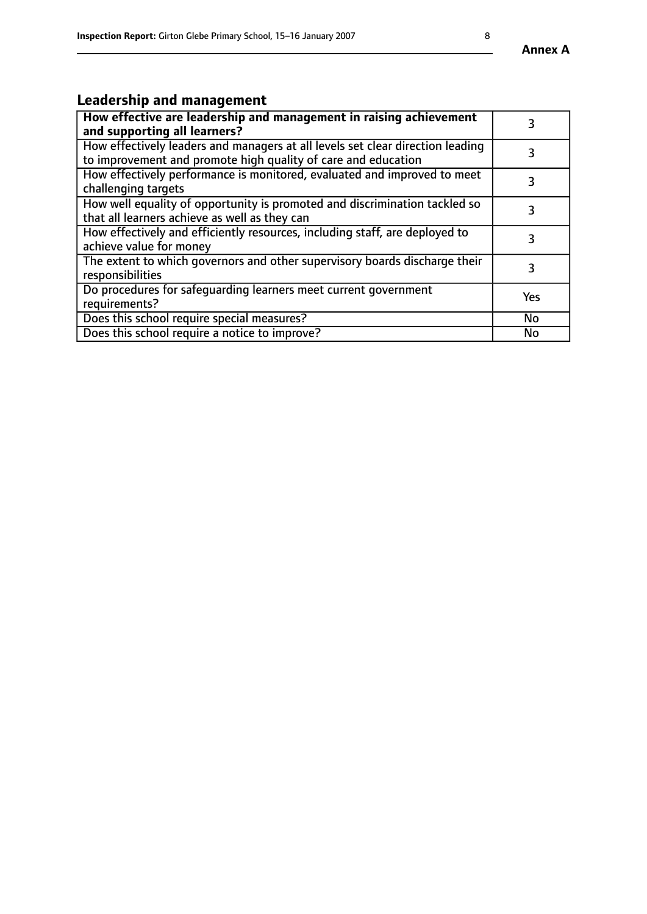## Annex A

## Leadership and management

| **How effective are leadership and management in raising achievement and supporting all learners?** | 3 |
|---|---|
| How effectively leaders and managers at all levels set clear direction leading to improvement and promote high quality of care and education | 3 |
| How effectively performance is monitored, evaluated and improved to meet challenging targets | 3 |
| How well equality of opportunity is promoted and discrimination tackled so that all learners achieve as well as they can | 3 |
| How effectively and efficiently resources, including staff, are deployed to achieve value for money | 3 |
| The extent to which governors and other supervisory boards discharge their responsibilities | 3 |
| Do procedures for safeguarding learners meet current government requirements? | Yes |
| Does this school require special measures? | No |
| Does this school require a notice to improve? | No |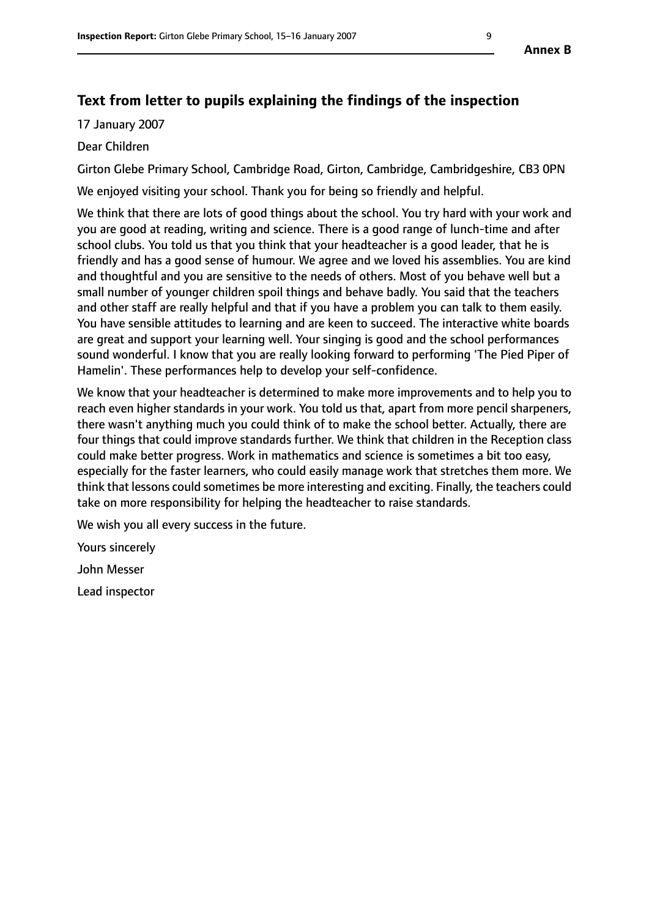## Text from letter to pupils explaining the findings of the inspection

17 January 2007

Dear Children

Girton Glebe Primary School, Cambridge Road, Girton, Cambridge, Cambridgeshire, CB3 0PN

We enjoyed visiting your school. Thank you for being so friendly and helpful.

We think that there are lots of good things about the school. You try hard with your work and you are good at reading, writing and science. There is a good range of lunch-time and after school clubs. You told us that you think that your headteacher is a good leader, that he is friendly and has a good sense of humour. We agree and we loved his assemblies. You are kind and thoughtful and you are sensitive to the needs of others. Most of you behave well but a small number of younger children spoil things and behave badly. You said that the teachers and other staff are really helpful and that if you have a problem you can talk to them easily. You have sensible attitudes to learning and are keen to succeed. The interactive white boards are great and support your learning well. Your singing is good and the school performances sound wonderful. I know that you are really looking forward to performing 'The Pied Piper of Hamelin'. These performances help to develop your self-confidence.

We know that your headteacher is determined to make more improvements and to help you to reach even higher standards in your work. You told us that, apart from more pencil sharpeners, there wasn't anything much you could think of to make the school better. Actually, there are four things that could improve standards further. We think that children in the Reception class could make better progress. Work in mathematics and science is sometimes a bit too easy, especially for the faster learners, who could easily manage work that stretches them more. We think that lessons could sometimes be more interesting and exciting. Finally, the teachers could take on more responsibility for helping the headteacher to raise standards.

We wish you all every success in the future.

Yours sincerely

John Messer

Lead inspector